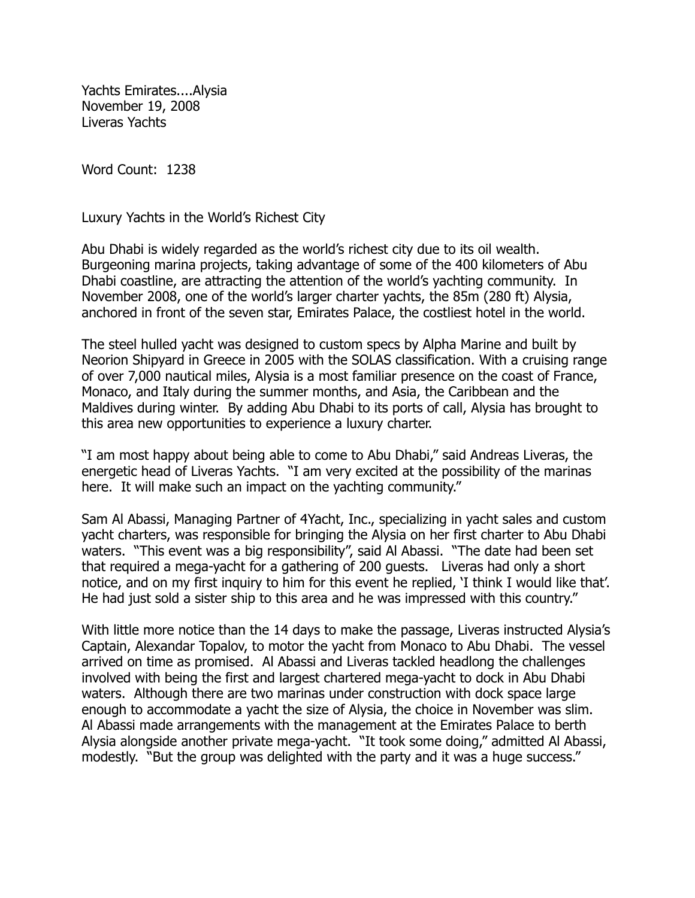Yachts Emirates....Alysia
November 19, 2008
Liveras Yachts

Word Count: 1238

# Luxury Yachts in the World's Richest City

Abu Dhabi is widely regarded as the world's richest city due to its oil wealth. Burgeoning marina projects, taking advantage of some of the 400 kilometers of Abu Dhabi coastline, are attracting the attention of the world's yachting community. In November 2008, one of the world's larger charter yachts, the 85m (280 ft) Alysia, anchored in front of the seven star, Emirates Palace, the costliest hotel in the world.

The steel hulled yacht was designed to custom specs by Alpha Marine and built by Neorion Shipyard in Greece in 2005 with the SOLAS classification. With a cruising range of over 7,000 nautical miles, Alysia is a most familiar presence on the coast of France, Monaco, and Italy during the summer months, and Asia, the Caribbean and the Maldives during winter. By adding Abu Dhabi to its ports of call, Alysia has brought to this area new opportunities to experience a luxury charter.

"I am most happy about being able to come to Abu Dhabi," said Andreas Liveras, the energetic head of Liveras Yachts. "I am very excited at the possibility of the marinas here. It will make such an impact on the yachting community."

Sam Al Abassi, Managing Partner of 4Yacht, Inc., specializing in yacht sales and custom yacht charters, was responsible for bringing the Alysia on her first charter to Abu Dhabi waters. "This event was a big responsibility", said Al Abassi. "The date had been set that required a mega-yacht for a gathering of 200 guests. Liveras had only a short notice, and on my first inquiry to him for this event he replied, 'I think I would like that'. He had just sold a sister ship to this area and he was impressed with this country."

With little more notice than the 14 days to make the passage, Liveras instructed Alysia's Captain, Alexandar Topalov, to motor the yacht from Monaco to Abu Dhabi. The vessel arrived on time as promised. Al Abassi and Liveras tackled headlong the challenges involved with being the first and largest chartered mega-yacht to dock in Abu Dhabi waters. Although there are two marinas under construction with dock space large enough to accommodate a yacht the size of Alysia, the choice in November was slim. Al Abassi made arrangements with the management at the Emirates Palace to berth Alysia alongside another private mega-yacht. "It took some doing," admitted Al Abassi, modestly. "But the group was delighted with the party and it was a huge success."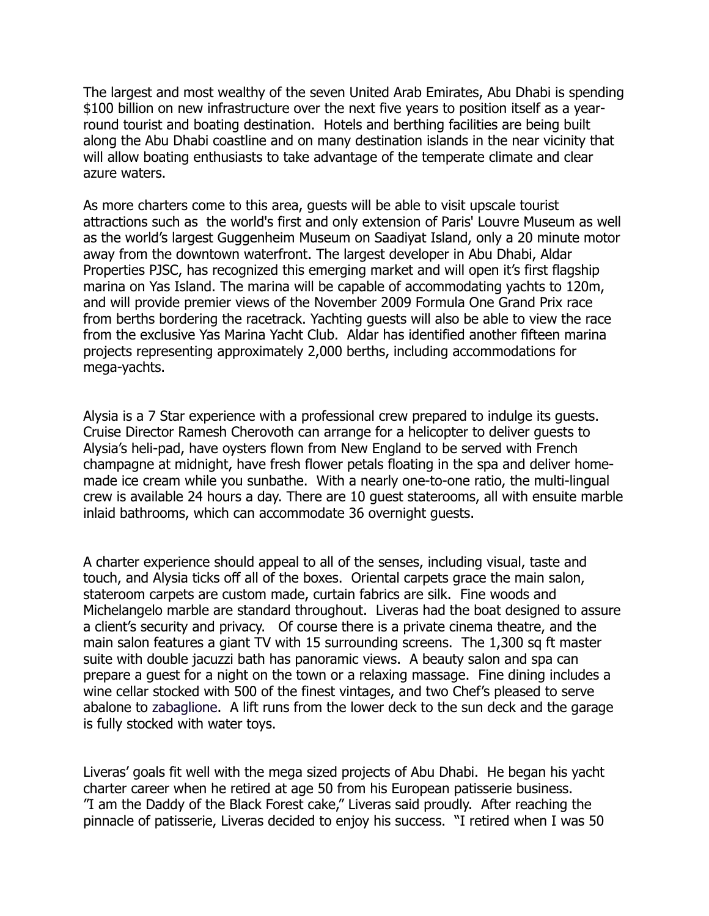The largest and most wealthy of the seven United Arab Emirates, Abu Dhabi is spending $100 billion on new infrastructure over the next five years to position itself as a year-round tourist and boating destination. Hotels and berthing facilities are being built along the Abu Dhabi coastline and on many destination islands in the near vicinity that will allow boating enthusiasts to take advantage of the temperate climate and clear azure waters.

As more charters come to this area, guests will be able to visit upscale tourist attractions such as the world's first and only extension of Paris' Louvre Museum as well as the world's largest Guggenheim Museum on Saadiyat Island, only a 20 minute motor away from the downtown waterfront. The largest developer in Abu Dhabi, Aldar Properties PJSC, has recognized this emerging market and will open it's first flagship marina on Yas Island. The marina will be capable of accommodating yachts to 120m, and will provide premier views of the November 2009 Formula One Grand Prix race from berths bordering the racetrack. Yachting guests will also be able to view the race from the exclusive Yas Marina Yacht Club. Aldar has identified another fifteen marina projects representing approximately 2,000 berths, including accommodations for mega-yachts.

Alysia is a 7 Star experience with a professional crew prepared to indulge its guests. Cruise Director Ramesh Cherovoth can arrange for a helicopter to deliver guests to Alysia's heli-pad, have oysters flown from New England to be served with French champagne at midnight, have fresh flower petals floating in the spa and deliver home-made ice cream while you sunbathe. With a nearly one-to-one ratio, the multi-lingual crew is available 24 hours a day. There are 10 guest staterooms, all with ensuite marble inlaid bathrooms, which can accommodate 36 overnight guests.

A charter experience should appeal to all of the senses, including visual, taste and touch, and Alysia ticks off all of the boxes. Oriental carpets grace the main salon, stateroom carpets are custom made, curtain fabrics are silk. Fine woods and Michelangelo marble are standard throughout. Liveras had the boat designed to assure a client's security and privacy. Of course there is a private cinema theatre, and the main salon features a giant TV with 15 surrounding screens. The 1,300 sq ft master suite with double jacuzzi bath has panoramic views. A beauty salon and spa can prepare a guest for a night on the town or a relaxing massage. Fine dining includes a wine cellar stocked with 500 of the finest vintages, and two Chef's pleased to serve abalone to zabaglione. A lift runs from the lower deck to the sun deck and the garage is fully stocked with water toys.

Liveras' goals fit well with the mega sized projects of Abu Dhabi. He began his yacht charter career when he retired at age 50 from his European patisserie business. "I am the Daddy of the Black Forest cake," Liveras said proudly. After reaching the pinnacle of patisserie, Liveras decided to enjoy his success. "I retired when I was 50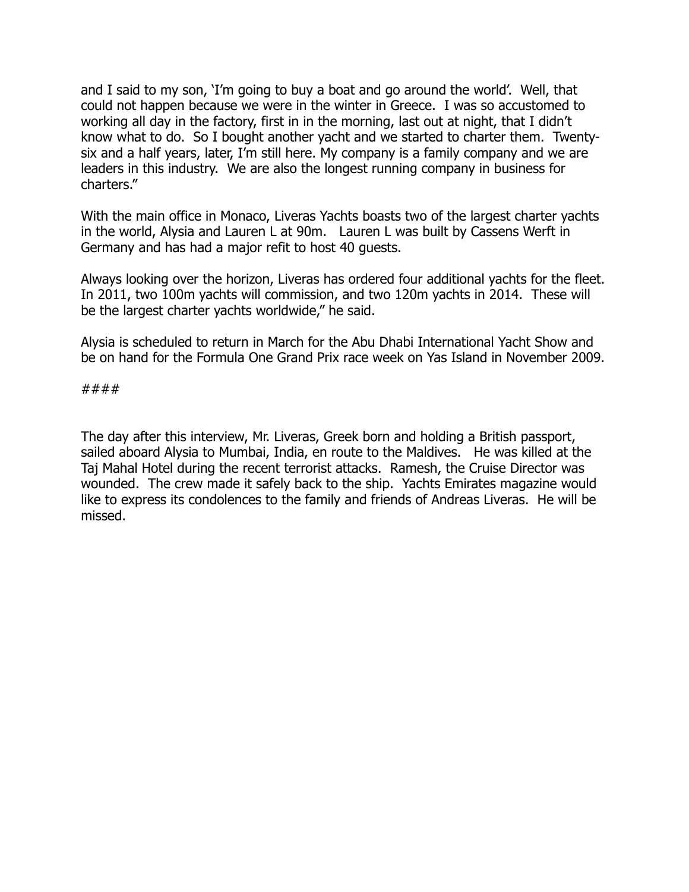and I said to my son, 'I'm going to buy a boat and go around the world'. Well, that could not happen because we were in the winter in Greece. I was so accustomed to working all day in the factory, first in in the morning, last out at night, that I didn't know what to do. So I bought another yacht and we started to charter them. Twenty-six and a half years, later, I'm still here. My company is a family company and we are leaders in this industry. We are also the longest running company in business for charters."

With the main office in Monaco, Liveras Yachts boasts two of the largest charter yachts in the world, Alysia and Lauren L at 90m. Lauren L was built by Cassens Werft in Germany and has had a major refit to host 40 guests.

Always looking over the horizon, Liveras has ordered four additional yachts for the fleet. In 2011, two 100m yachts will commission, and two 120m yachts in 2014. These will be the largest charter yachts worldwide," he said.

Alysia is scheduled to return in March for the Abu Dhabi International Yacht Show and be on hand for the Formula One Grand Prix race week on Yas Island in November 2009.

####

The day after this interview, Mr. Liveras, Greek born and holding a British passport, sailed aboard Alysia to Mumbai, India, en route to the Maldives. He was killed at the Taj Mahal Hotel during the recent terrorist attacks. Ramesh, the Cruise Director was wounded. The crew made it safely back to the ship. Yachts Emirates magazine would like to express its condolences to the family and friends of Andreas Liveras. He will be missed.